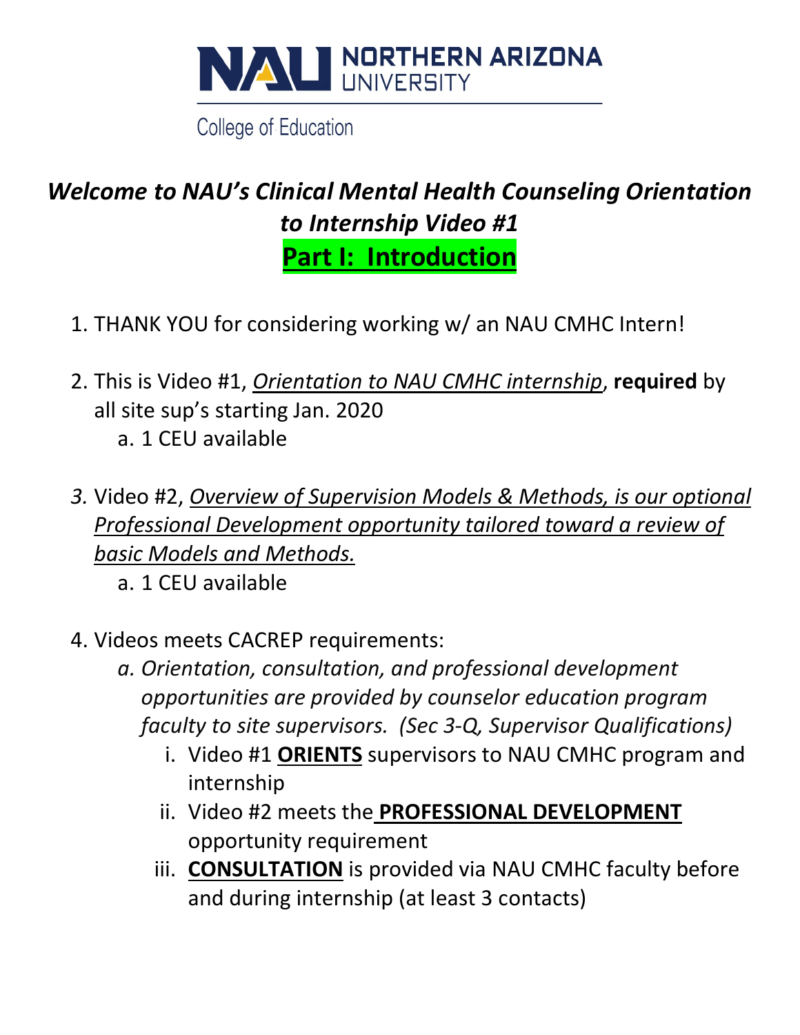NAU NORTHERN ARIZONA UNIVERSITY

College of Education

# *Welcome to NAU's Clinical Mental Health Counseling Orientation to Internship Video #1*

## Part I: Introduction

1. THANK YOU for considering working w/ an NAU CMHC Intern!

2. This is Video #1, *Orientation to NAU CMHC internship*, **required** by all site sup's starting Jan. 2020
    a. 1 CEU available

3. Video #2, *Overview of Supervision Models & Methods, is our optional Professional Development opportunity tailored toward a review of basic Models and Methods.*
    a. 1 CEU available

4. Videos meets CACREP requirements:
    a. *Orientation, consultation, and professional development opportunities are provided by counselor education program faculty to site supervisors. (Sec 3-Q, Supervisor Qualifications)*
        i. Video #1 **ORIENTS** supervisors to NAU CMHC program and internship
        ii. Video #2 meets the **PROFESSIONAL DEVELOPMENT** opportunity requirement
        iii. **CONSULTATION** is provided via NAU CMHC faculty before and during internship (at least 3 contacts)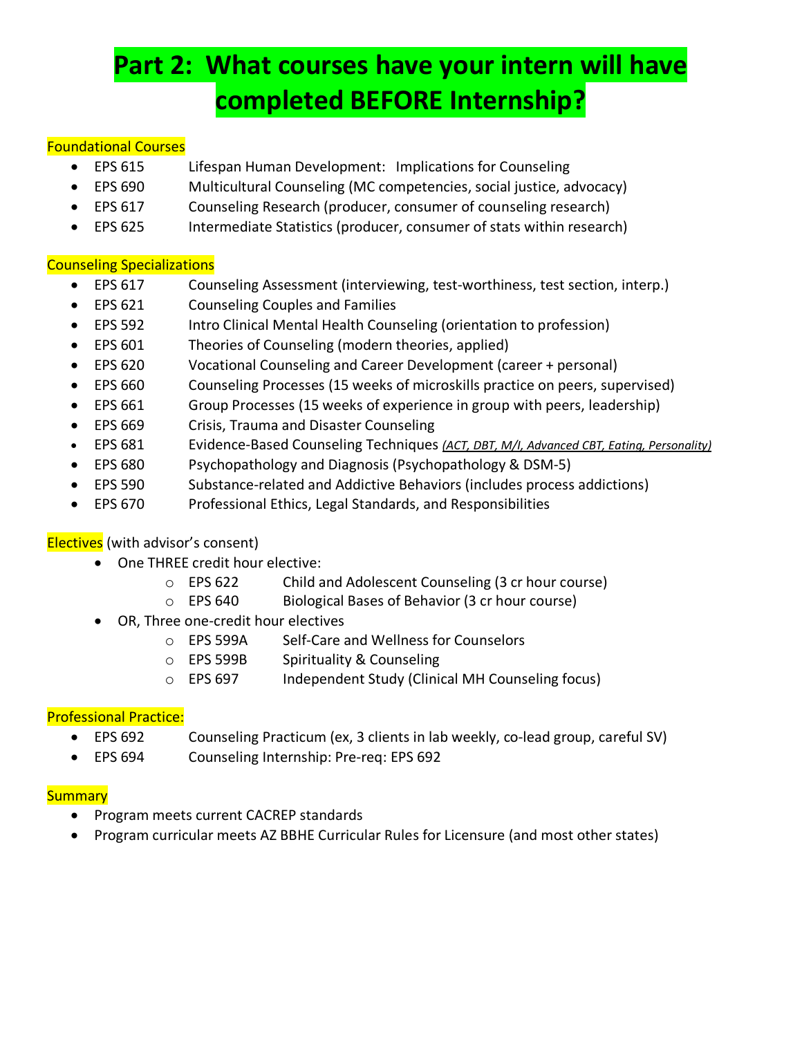# Part 2: What courses have your intern will have completed BEFORE Internship?

Foundational Courses

- EPS 615 Lifespan Human Development: Implications for Counseling
- EPS 690 Multicultural Counseling (MC competencies, social justice, advocacy)
- EPS 617 Counseling Research (producer, consumer of counseling research)
- EPS 625 Intermediate Statistics (producer, consumer of stats within research)

Counseling Specializations

- EPS 617 Counseling Assessment (interviewing, test-worthiness, test section, interp.)
- EPS 621 Counseling Couples and Families
- EPS 592 Intro Clinical Mental Health Counseling (orientation to profession)
- EPS 601 Theories of Counseling (modern theories, applied)
- EPS 620 Vocational Counseling and Career Development (career + personal)
- EPS 660 Counseling Processes (15 weeks of microskills practice on peers, supervised)
- EPS 661 Group Processes (15 weeks of experience in group with peers, leadership)
- EPS 669 Crisis, Trauma and Disaster Counseling
- EPS 681 Evidence-Based Counseling Techniques *(ACT, DBT, M/I, Advanced CBT, Eating, Personality)*
- EPS 680 Psychopathology and Diagnosis (Psychopathology & DSM-5)
- EPS 590 Substance-related and Addictive Behaviors (includes process addictions)
- EPS 670 Professional Ethics, Legal Standards, and Responsibilities

Electives (with advisor's consent)

- One THREE credit hour elective:
  - EPS 622 Child and Adolescent Counseling (3 cr hour course)
  - EPS 640 Biological Bases of Behavior (3 cr hour course)
- OR, Three one-credit hour electives
  - EPS 599A Self-Care and Wellness for Counselors
  - EPS 599B Spirituality & Counseling
  - EPS 697 Independent Study (Clinical MH Counseling focus)

Professional Practice:

- EPS 692 Counseling Practicum (ex, 3 clients in lab weekly, co-lead group, careful SV)
- EPS 694 Counseling Internship: Pre-req: EPS 692

Summary

- Program meets current CACREP standards
- Program curricular meets AZ BBHE Curricular Rules for Licensure (and most other states)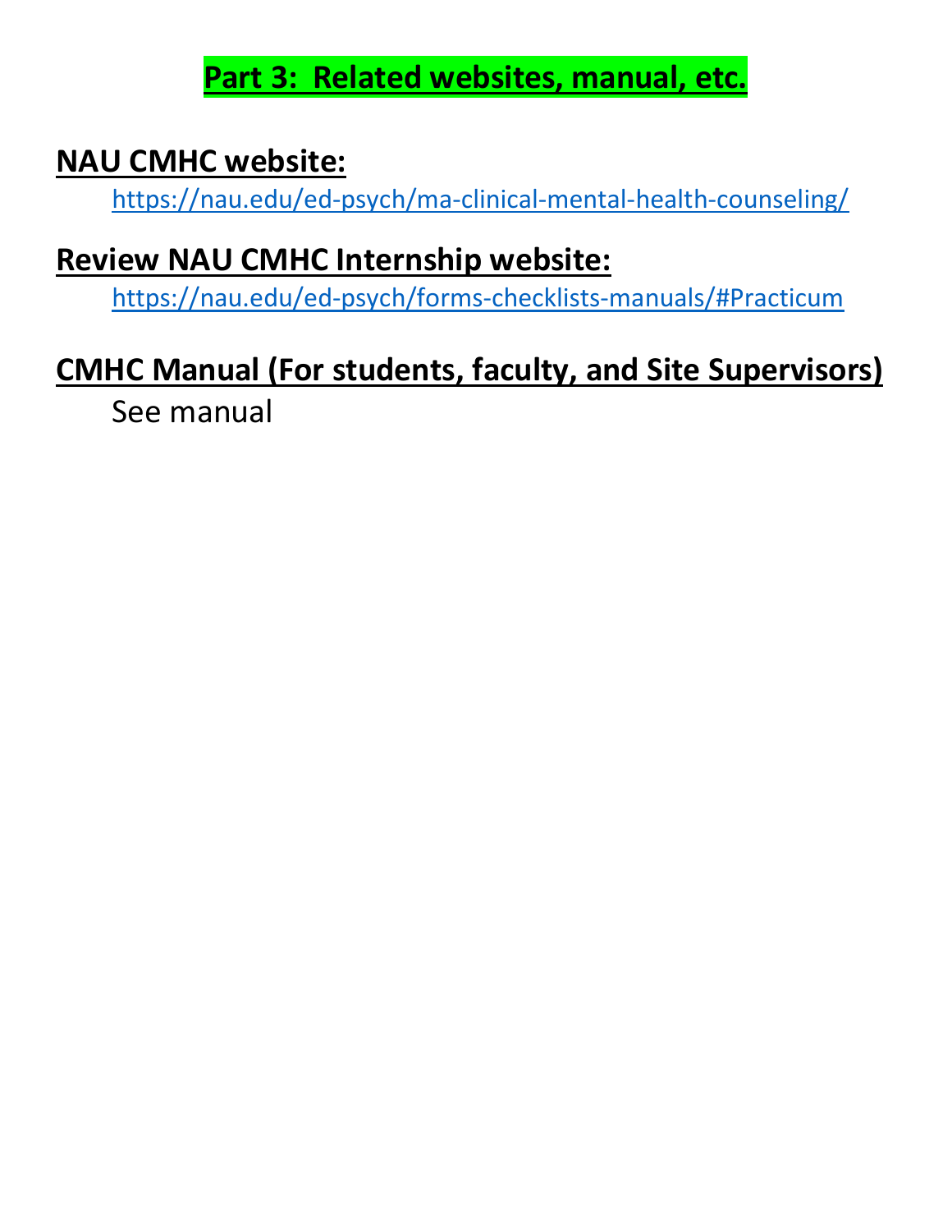# Part 3: Related websites, manual, etc.

## NAU CMHC website:

https://nau.edu/ed-psych/ma-clinical-mental-health-counseling/

## Review NAU CMHC Internship website:

https://nau.edu/ed-psych/forms-checklists-manuals/#Practicum

## CMHC Manual (For students, faculty, and Site Supervisors)

See manual